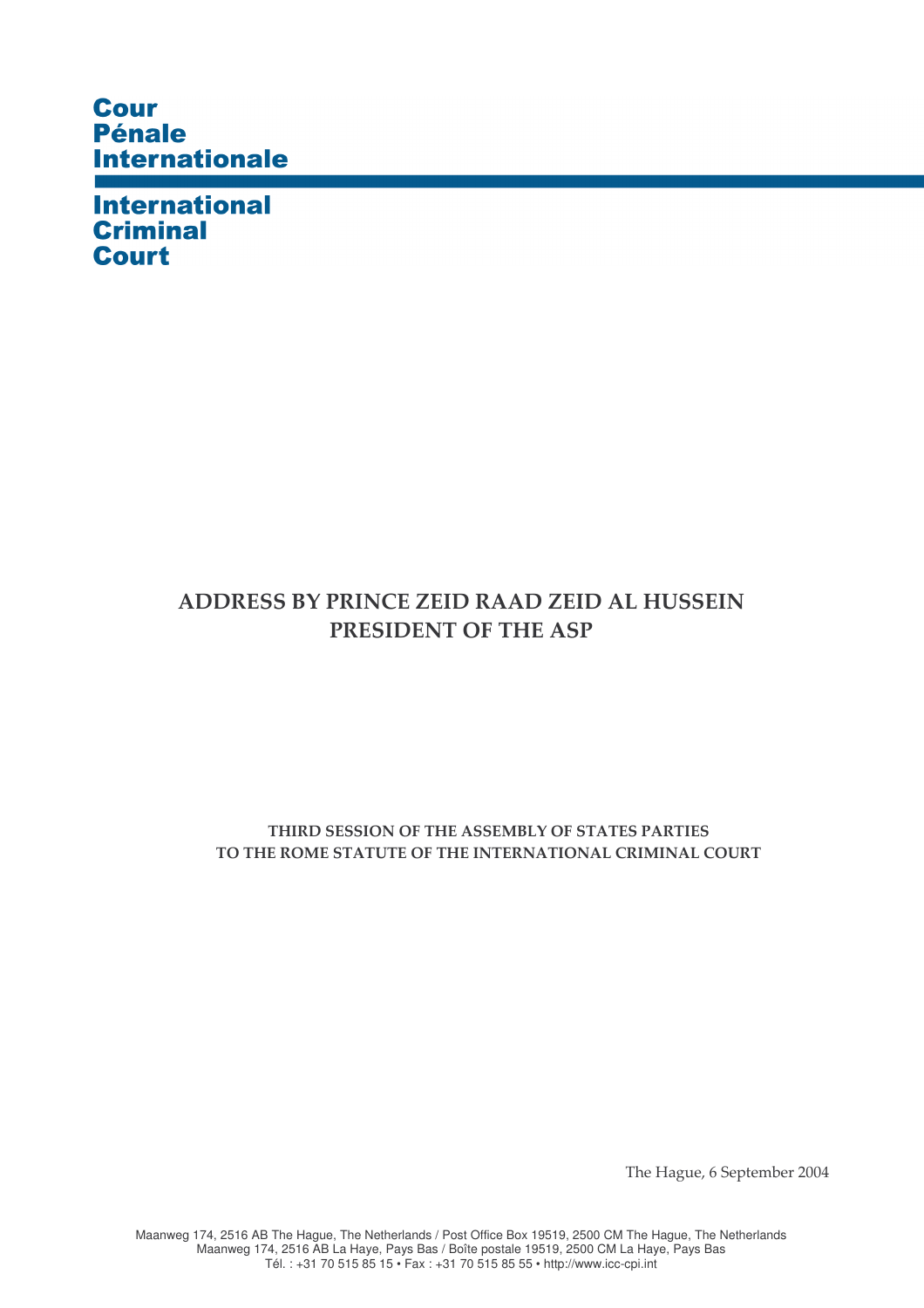**Cour Pénale Internationale**

**International Criminal Court**

# ADDRESS BY PRINCE ZEID RAAD ZEID AL HUSSEIN PRESIDENT OF THE ASP

**THIRD SESSION OF THE ASSEMBLY OF STATES PARTIES TO THE ROME STATUTE OF THE INTERNATIONAL CRIMINAL COURT**

The Hague, 6 September 2004

Maanweg 174, 2516 AB The Hague, The Netherlands / Post Office Box 19519, 2500 CM The Hague, The Netherlands
Maanweg 174, 2516 AB La Haye, Pays Bas / Boîte postale 19519, 2500 CM La Haye, Pays Bas
Tél. : +31 70 515 85 15 • Fax : +31 70 515 85 55 • http://www.icc-cpi.int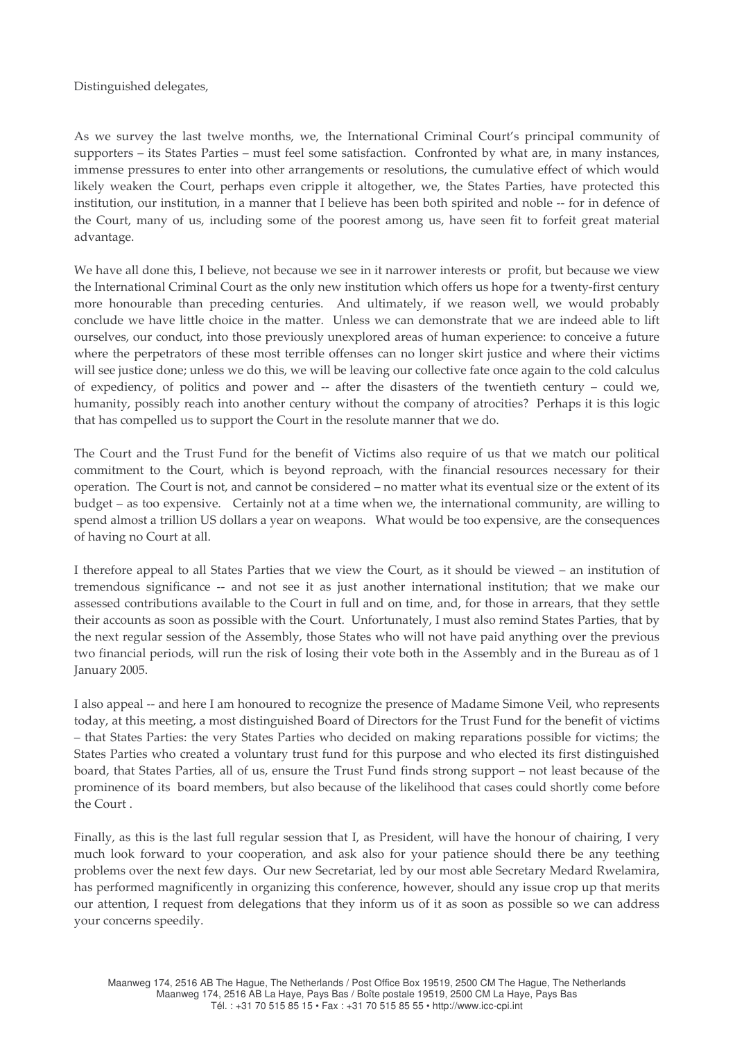Distinguished delegates,

As we survey the last twelve months, we, the International Criminal Court's principal community of supporters – its States Parties – must feel some satisfaction. Confronted by what are, in many instances, immense pressures to enter into other arrangements or resolutions, the cumulative effect of which would likely weaken the Court, perhaps even cripple it altogether, we, the States Parties, have protected this institution, our institution, in a manner that I believe has been both spirited and noble -- for in defence of the Court, many of us, including some of the poorest among us, have seen fit to forfeit great material advantage.

We have all done this, I believe, not because we see in it narrower interests or profit, but because we view the International Criminal Court as the only new institution which offers us hope for a twenty-first century more honourable than preceding centuries. And ultimately, if we reason well, we would probably conclude we have little choice in the matter. Unless we can demonstrate that we are indeed able to lift ourselves, our conduct, into those previously unexplored areas of human experience: to conceive a future where the perpetrators of these most terrible offenses can no longer skirt justice and where their victims will see justice done; unless we do this, we will be leaving our collective fate once again to the cold calculus of expediency, of politics and power and -- after the disasters of the twentieth century – could we, humanity, possibly reach into another century without the company of atrocities? Perhaps it is this logic that has compelled us to support the Court in the resolute manner that we do.

The Court and the Trust Fund for the benefit of Victims also require of us that we match our political commitment to the Court, which is beyond reproach, with the financial resources necessary for their operation. The Court is not, and cannot be considered – no matter what its eventual size or the extent of its budget – as too expensive. Certainly not at a time when we, the international community, are willing to spend almost a trillion US dollars a year on weapons. What would be too expensive, are the consequences of having no Court at all.

I therefore appeal to all States Parties that we view the Court, as it should be viewed – an institution of tremendous significance -- and not see it as just another international institution; that we make our assessed contributions available to the Court in full and on time, and, for those in arrears, that they settle their accounts as soon as possible with the Court. Unfortunately, I must also remind States Parties, that by the next regular session of the Assembly, those States who will not have paid anything over the previous two financial periods, will run the risk of losing their vote both in the Assembly and in the Bureau as of 1 January 2005.

I also appeal -- and here I am honoured to recognize the presence of Madame Simone Veil, who represents today, at this meeting, a most distinguished Board of Directors for the Trust Fund for the benefit of victims – that States Parties: the very States Parties who decided on making reparations possible for victims; the States Parties who created a voluntary trust fund for this purpose and who elected its first distinguished board, that States Parties, all of us, ensure the Trust Fund finds strong support – not least because of the prominence of its board members, but also because of the likelihood that cases could shortly come before the Court .

Finally, as this is the last full regular session that I, as President, will have the honour of chairing, I very much look forward to your cooperation, and ask also for your patience should there be any teething problems over the next few days. Our new Secretariat, led by our most able Secretary Medard Rwelamira, has performed magnificently in organizing this conference, however, should any issue crop up that merits our attention, I request from delegations that they inform us of it as soon as possible so we can address your concerns speedily.